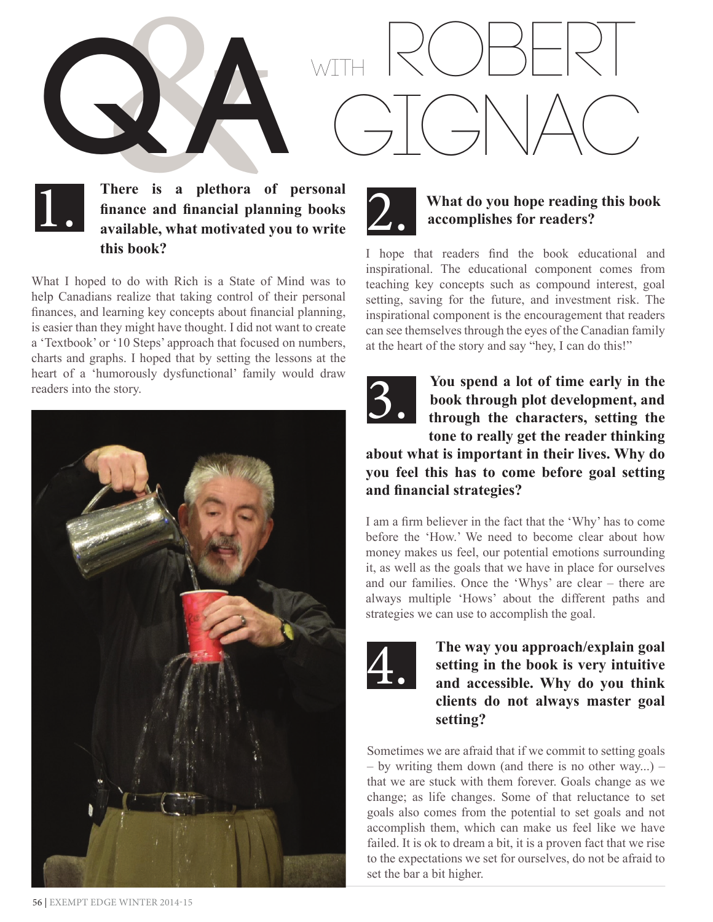# Q&A WITH ROBERT GIGNAC

## 1. There is a plethora of personal finance and financial planning books available, what motivated you to write this book?

What I hoped to do with Rich is a State of Mind was to help Canadians realize that taking control of their personal finances, and learning key concepts about financial planning, is easier than they might have thought. I did not want to create a 'Textbook' or '10 Steps' approach that focused on numbers, charts and graphs. I hoped that by setting the lessons at the heart of a 'humorously dysfunctional' family would draw readers into the story.

## 2. What do you hope reading this book accomplishes for readers?

I hope that readers find the book educational and inspirational. The educational component comes from teaching key concepts such as compound interest, goal setting, saving for the future, and investment risk. The inspirational component is the encouragement that readers can see themselves through the eyes of the Canadian family at the heart of the story and say "hey, I can do this!"

## 3. You spend a lot of time early in the book through plot development, and through the characters, setting the tone to really get the reader thinking about what is important in their lives. Why do you feel this has to come before goal setting and financial strategies?

I am a firm believer in the fact that the 'Why' has to come before the 'How.' We need to become clear about how money makes us feel, our potential emotions surrounding it, as well as the goals that we have in place for ourselves and our families. Once the 'Whys' are clear – there are always multiple 'Hows' about the different paths and strategies we can use to accomplish the goal.

## 4. The way you approach/explain goal setting in the book is very intuitive and accessible. Why do you think clients do not always master goal setting?

Sometimes we are afraid that if we commit to setting goals – by writing them down (and there is no other way...) – that we are stuck with them forever. Goals change as we change; as life changes. Some of that reluctance to set goals also comes from the potential to set goals and not accomplish them, which can make us feel like we have failed. It is ok to dream a bit, it is a proven fact that we rise to the expectations we set for ourselves, do not be afraid to set the bar a bit higher.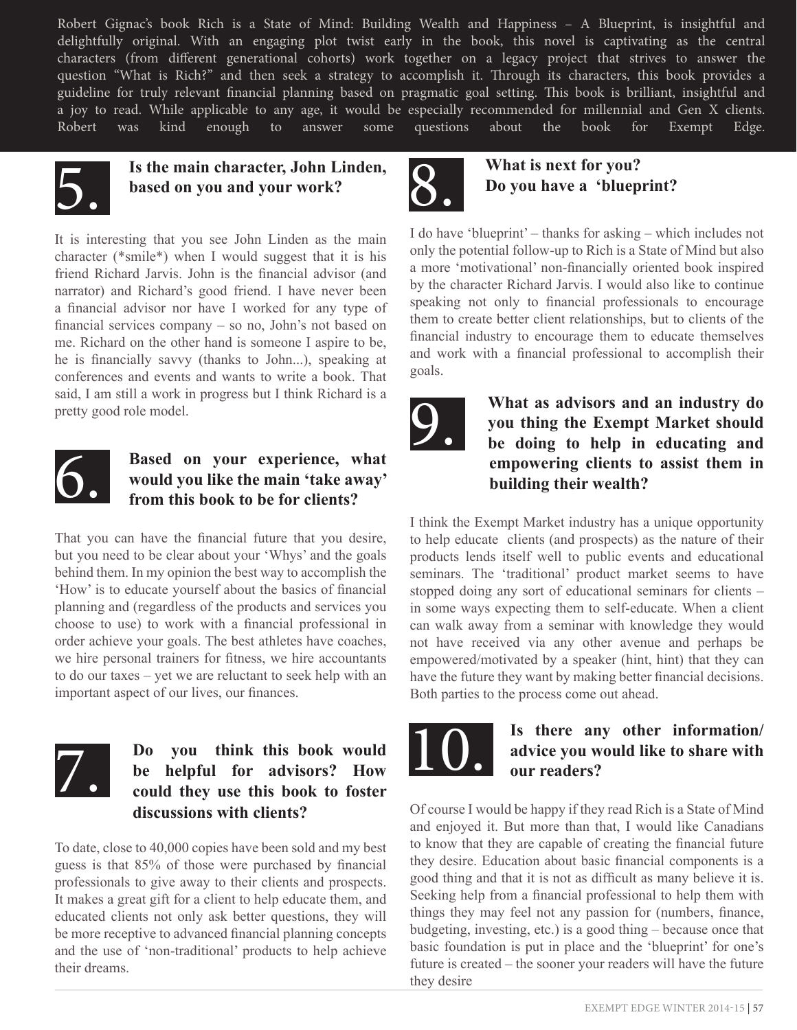Robert Gignac's book Rich is a State of Mind: Building Wealth and Happiness – A Blueprint, is insightful and delightfully original. With an engaging plot twist early in the book, this novel is captivating as the central characters (from different generational cohorts) work together on a legacy project that strives to answer the question "What is Rich?" and then seek a strategy to accomplish it. Through its characters, this book provides a guideline for truly relevant financial planning based on pragmatic goal setting. This book is brilliant, insightful and a joy to read. While applicable to any age, it would be especially recommended for millennial and Gen X clients. Robert was kind enough to answer some questions about the book for Exempt Edge.

## 5. Is the main character, John Linden, based on you and your work?

It is interesting that you see John Linden as the main character (*smile*) when I would suggest that it is his friend Richard Jarvis. John is the financial advisor (and narrator) and Richard's good friend. I have never been a financial advisor nor have I worked for any type of financial services company – so no, John's not based on me. Richard on the other hand is someone I aspire to be, he is financially savvy (thanks to John...), speaking at conferences and events and wants to write a book. That said, I am still a work in progress but I think Richard is a pretty good role model.

## 6. Based on your experience, what would you like the main 'take away' from this book to be for clients?

That you can have the financial future that you desire, but you need to be clear about your 'Whys' and the goals behind them. In my opinion the best way to accomplish the 'How' is to educate yourself about the basics of financial planning and (regardless of the products and services you choose to use) to work with a financial professional in order achieve your goals. The best athletes have coaches, we hire personal trainers for fitness, we hire accountants to do our taxes – yet we are reluctant to seek help with an important aspect of our lives, our finances.

## 7. Do you think this book would be helpful for advisors? How could they use this book to foster discussions with clients?

To date, close to 40,000 copies have been sold and my best guess is that 85% of those were purchased by financial professionals to give away to their clients and prospects. It makes a great gift for a client to help educate them, and educated clients not only ask better questions, they will be more receptive to advanced financial planning concepts and the use of 'non-traditional' products to help achieve their dreams.

## 8. What is next for you? Do you have a 'blueprint?

I do have 'blueprint' – thanks for asking – which includes not only the potential follow-up to Rich is a State of Mind but also a more 'motivational' non-financially oriented book inspired by the character Richard Jarvis. I would also like to continue speaking not only to financial professionals to encourage them to create better client relationships, but to clients of the financial industry to encourage them to educate themselves and work with a financial professional to accomplish their goals.

## 9. What as advisors and an industry do you thing the Exempt Market should be doing to help in educating and empowering clients to assist them in building their wealth?

I think the Exempt Market industry has a unique opportunity to help educate clients (and prospects) as the nature of their products lends itself well to public events and educational seminars. The 'traditional' product market seems to have stopped doing any sort of educational seminars for clients – in some ways expecting them to self-educate. When a client can walk away from a seminar with knowledge they would not have received via any other avenue and perhaps be empowered/motivated by a speaker (hint, hint) that they can have the future they want by making better financial decisions. Both parties to the process come out ahead.

## 10. Is there any other information/ advice you would like to share with our readers?

Of course I would be happy if they read Rich is a State of Mind and enjoyed it. But more than that, I would like Canadians to know that they are capable of creating the financial future they desire. Education about basic financial components is a good thing and that it is not as difficult as many believe it is. Seeking help from a financial professional to help them with things they may feel not any passion for (numbers, finance, budgeting, investing, etc.) is a good thing – because once that basic foundation is put in place and the 'blueprint' for one's future is created – the sooner your readers will have the future they desire